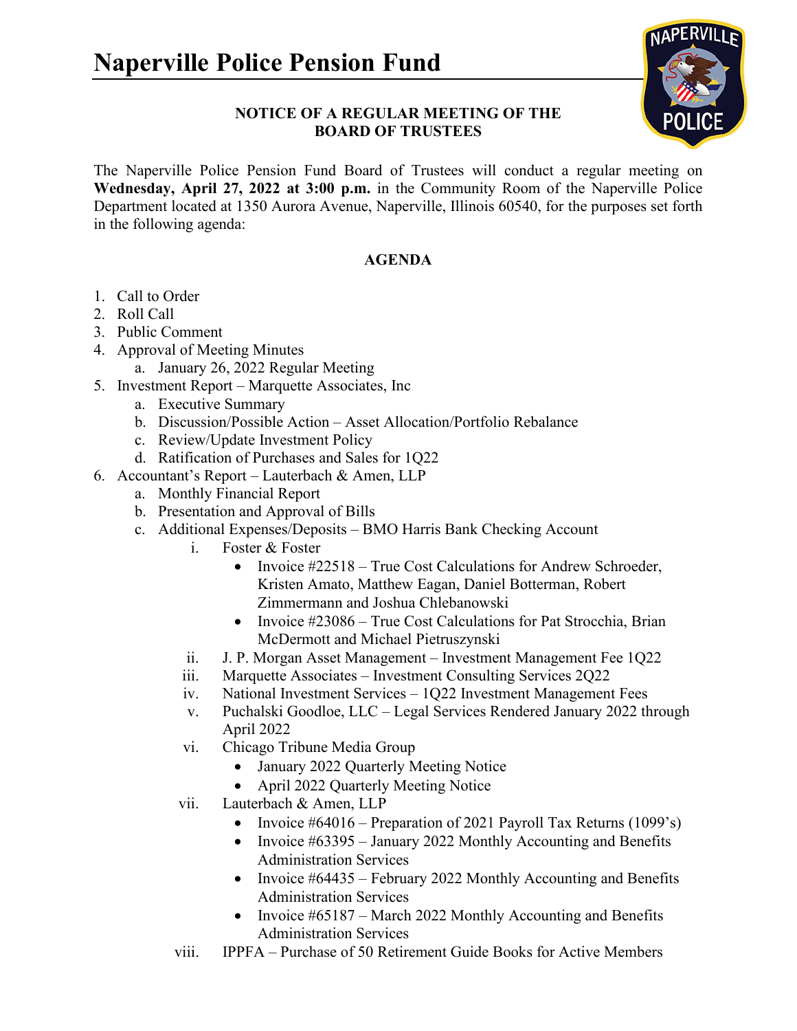# Naperville Police Pension Fund

**NOTICE OF A REGULAR MEETING OF THE BOARD OF TRUSTEES**

The Naperville Police Pension Fund Board of Trustees will conduct a regular meeting on **Wednesday, April 27, 2022 at 3:00 p.m.** in the Community Room of the Naperville Police Department located at 1350 Aurora Avenue, Naperville, Illinois 60540, for the purposes set forth in the following agenda:

**AGENDA**

1. Call to Order
2. Roll Call
3. Public Comment
4. Approval of Meeting Minutes
   a. January 26, 2022 Regular Meeting
5. Investment Report – Marquette Associates, Inc
   a. Executive Summary
   b. Discussion/Possible Action – Asset Allocation/Portfolio Rebalance
   c. Review/Update Investment Policy
   d. Ratification of Purchases and Sales for 1Q22
6. Accountant's Report – Lauterbach & Amen, LLP
   a. Monthly Financial Report
   b. Presentation and Approval of Bills
   c. Additional Expenses/Deposits – BMO Harris Bank Checking Account
      i. Foster & Foster
         - Invoice #22518 – True Cost Calculations for Andrew Schroeder, Kristen Amato, Matthew Eagan, Daniel Botterman, Robert Zimmermann and Joshua Chlebanowski
         - Invoice #23086 – True Cost Calculations for Pat Strocchia, Brian McDermott and Michael Pietruszynski
      ii. J. P. Morgan Asset Management – Investment Management Fee 1Q22
      iii. Marquette Associates – Investment Consulting Services 2Q22
      iv. National Investment Services – 1Q22 Investment Management Fees
      v. Puchalski Goodloe, LLC – Legal Services Rendered January 2022 through April 2022
      vi. Chicago Tribune Media Group
         - January 2022 Quarterly Meeting Notice
         - April 2022 Quarterly Meeting Notice
      vii. Lauterbach & Amen, LLP
         - Invoice #64016 – Preparation of 2021 Payroll Tax Returns (1099's)
         - Invoice #63395 – January 2022 Monthly Accounting and Benefits Administration Services
         - Invoice #64435 – February 2022 Monthly Accounting and Benefits Administration Services
         - Invoice #65187 – March 2022 Monthly Accounting and Benefits Administration Services
      viii. IPPFA – Purchase of 50 Retirement Guide Books for Active Members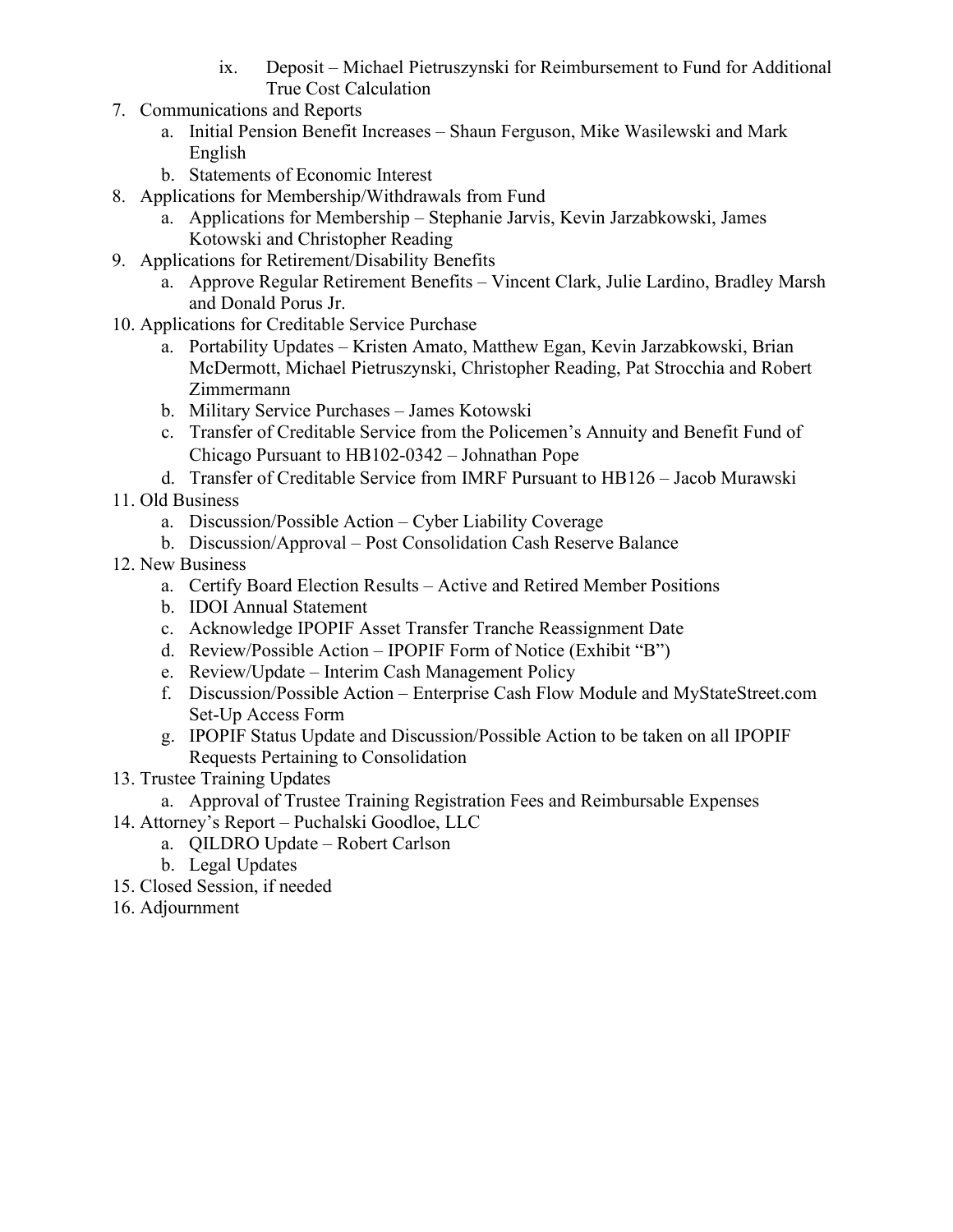ix. Deposit – Michael Pietruszynski for Reimbursement to Fund for Additional True Cost Calculation

7. Communications and Reports
   a. Initial Pension Benefit Increases – Shaun Ferguson, Mike Wasilewski and Mark English
   b. Statements of Economic Interest
8. Applications for Membership/Withdrawals from Fund
   a. Applications for Membership – Stephanie Jarvis, Kevin Jarzabkowski, James Kotowski and Christopher Reading
9. Applications for Retirement/Disability Benefits
   a. Approve Regular Retirement Benefits – Vincent Clark, Julie Lardino, Bradley Marsh and Donald Porus Jr.
10. Applications for Creditable Service Purchase
    a. Portability Updates – Kristen Amato, Matthew Egan, Kevin Jarzabkowski, Brian McDermott, Michael Pietruszynski, Christopher Reading, Pat Strocchia and Robert Zimmermann
    b. Military Service Purchases – James Kotowski
    c. Transfer of Creditable Service from the Policemen's Annuity and Benefit Fund of Chicago Pursuant to HB102-0342 – Johnathan Pope
    d. Transfer of Creditable Service from IMRF Pursuant to HB126 – Jacob Murawski
11. Old Business
    a. Discussion/Possible Action – Cyber Liability Coverage
    b. Discussion/Approval – Post Consolidation Cash Reserve Balance
12. New Business
    a. Certify Board Election Results – Active and Retired Member Positions
    b. IDOI Annual Statement
    c. Acknowledge IPOPIF Asset Transfer Tranche Reassignment Date
    d. Review/Possible Action – IPOPIF Form of Notice (Exhibit "B")
    e. Review/Update – Interim Cash Management Policy
    f. Discussion/Possible Action – Enterprise Cash Flow Module and MyStateStreet.com Set-Up Access Form
    g. IPOPIF Status Update and Discussion/Possible Action to be taken on all IPOPIF Requests Pertaining to Consolidation
13. Trustee Training Updates
    a. Approval of Trustee Training Registration Fees and Reimbursable Expenses
14. Attorney's Report – Puchalski Goodloe, LLC
    a. QILDRO Update – Robert Carlson
    b. Legal Updates
15. Closed Session, if needed
16. Adjournment